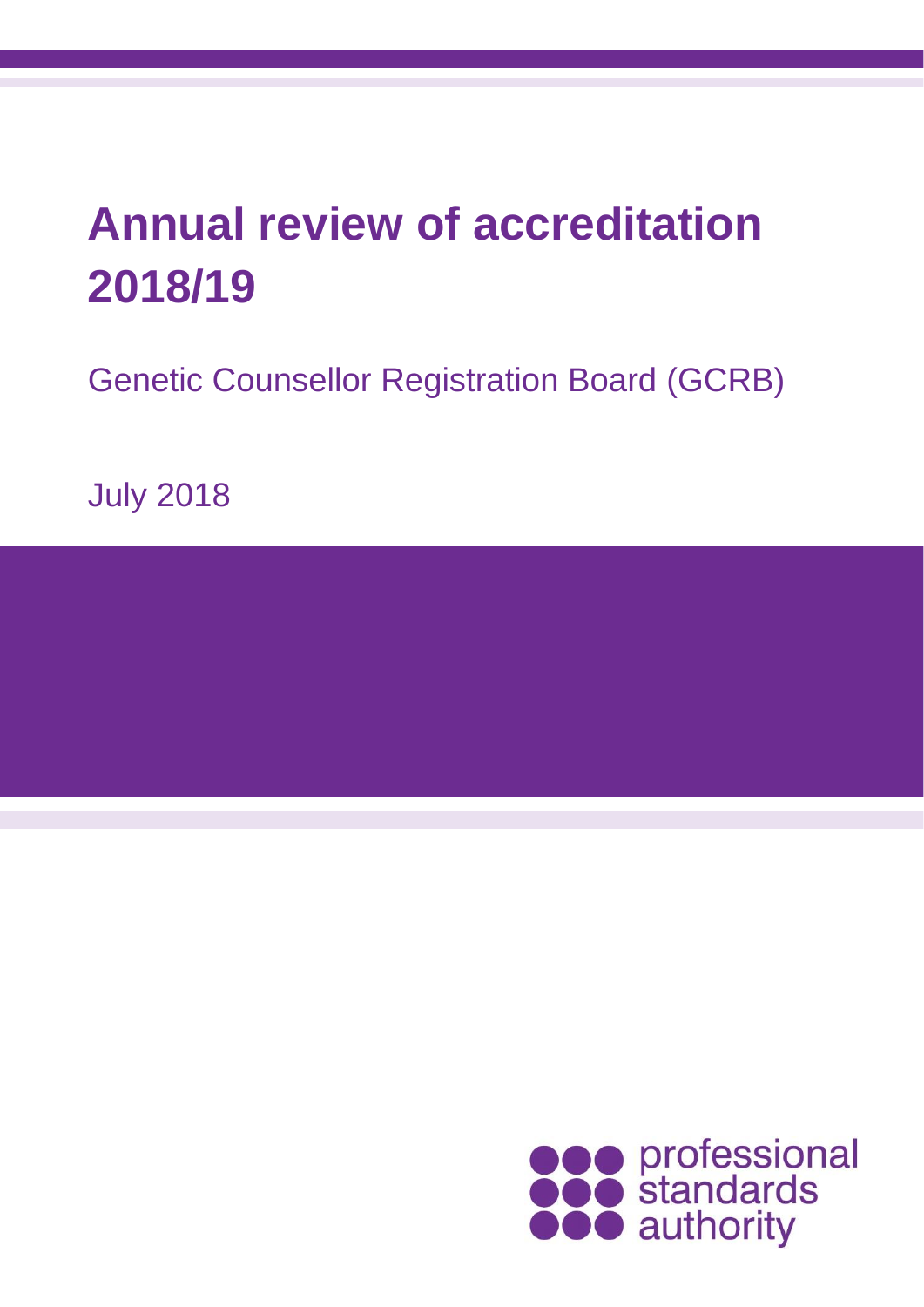# Annual review of accreditation 2018/19

Genetic Counsellor Registration Board (GCRB)

July 2018

professional standards authority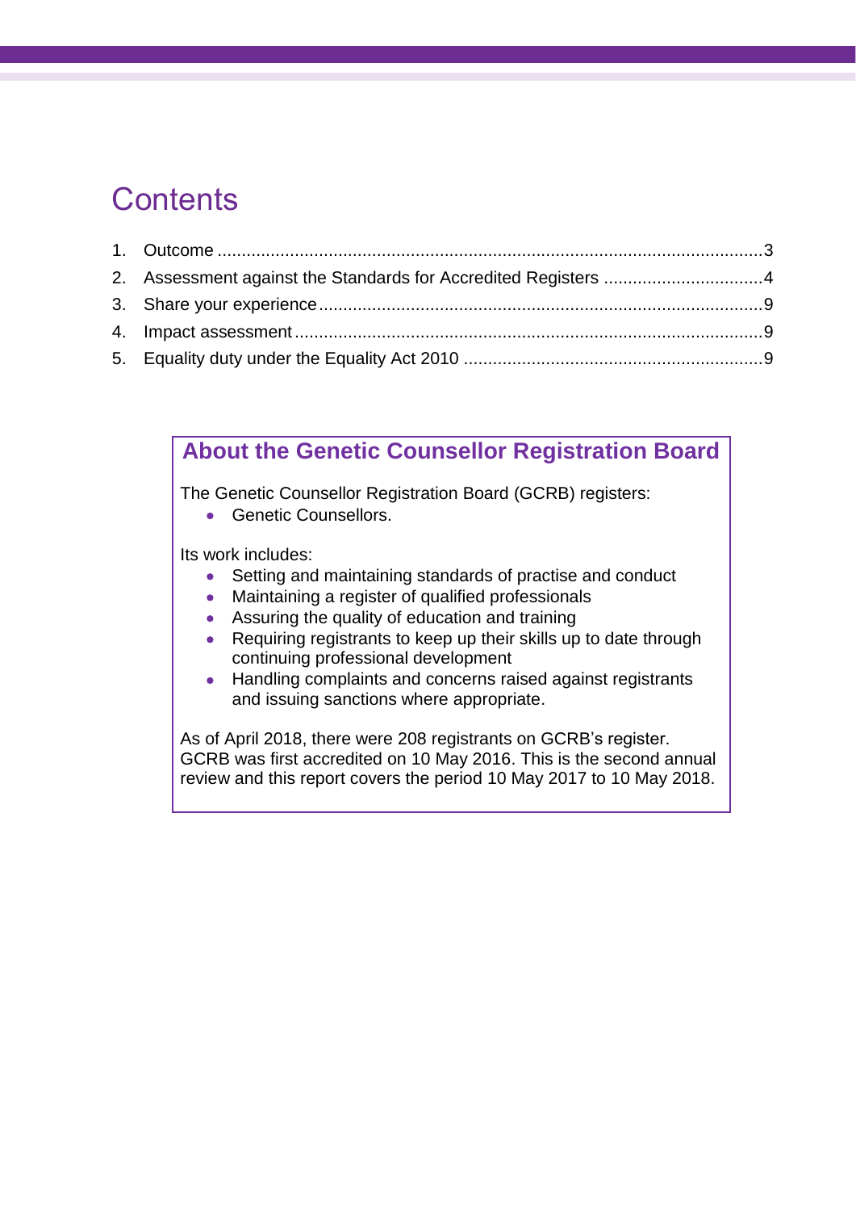# Contents

1. Outcome ...3
2. Assessment against the Standards for Accredited Registers ...4
3. Share your experience ...9
4. Impact assessment ...9
5. Equality duty under the Equality Act 2010 ...9

## About the Genetic Counsellor Registration Board

The Genetic Counsellor Registration Board (GCRB) registers:

- Genetic Counsellors.

Its work includes:

- Setting and maintaining standards of practise and conduct
- Maintaining a register of qualified professionals
- Assuring the quality of education and training
- Requiring registrants to keep up their skills up to date through continuing professional development
- Handling complaints and concerns raised against registrants and issuing sanctions where appropriate.

As of April 2018, there were 208 registrants on GCRB's register. GCRB was first accredited on 10 May 2016. This is the second annual review and this report covers the period 10 May 2017 to 10 May 2018.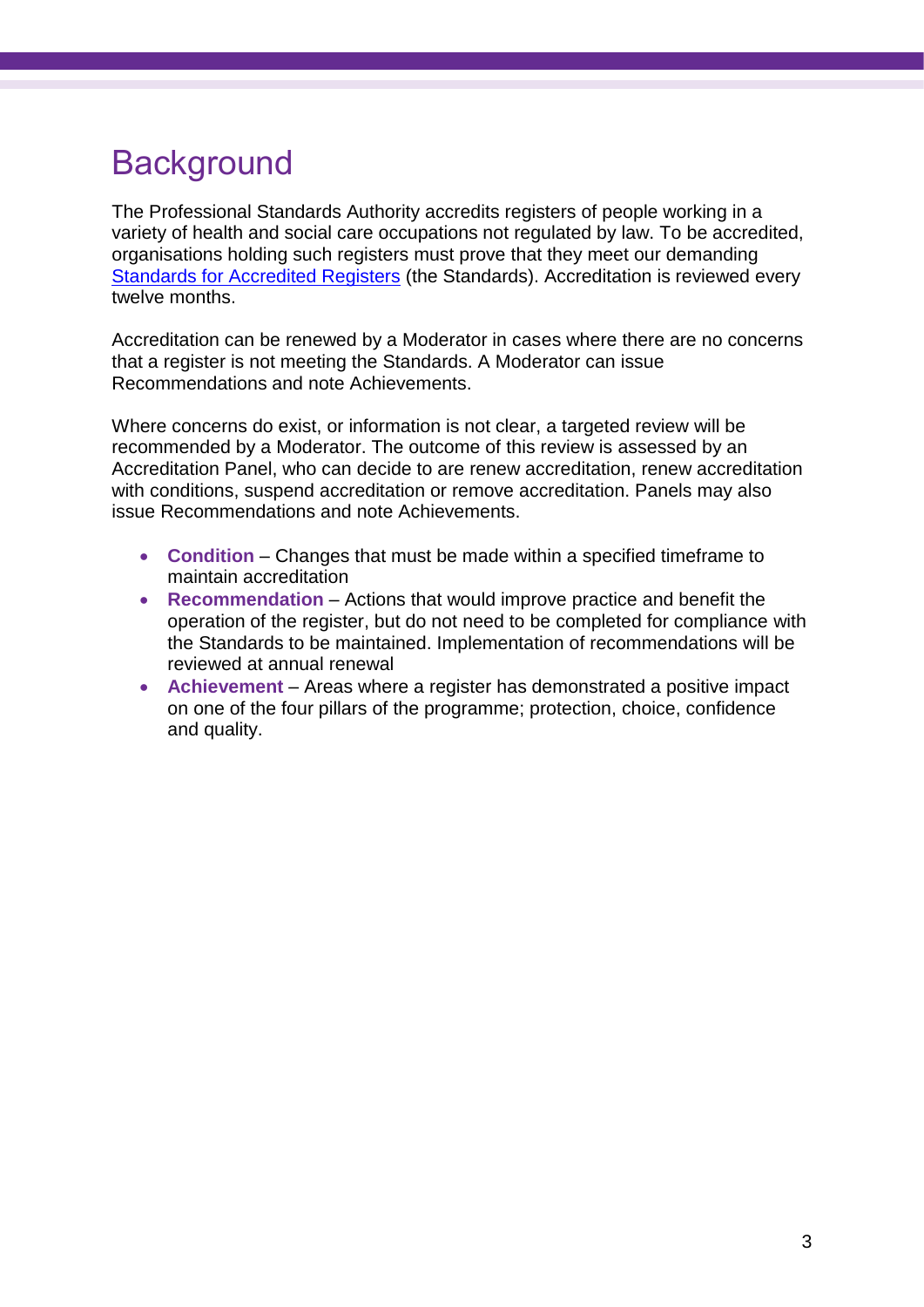# Background

The Professional Standards Authority accredits registers of people working in a variety of health and social care occupations not regulated by law. To be accredited, organisations holding such registers must prove that they meet our demanding [Standards for Accredited Registers](Standards for Accredited Registers) (the Standards). Accreditation is reviewed every twelve months.

Accreditation can be renewed by a Moderator in cases where there are no concerns that a register is not meeting the Standards. A Moderator can issue Recommendations and note Achievements.

Where concerns do exist, or information is not clear, a targeted review will be recommended by a Moderator. The outcome of this review is assessed by an Accreditation Panel, who can decide to are renew accreditation, renew accreditation with conditions, suspend accreditation or remove accreditation. Panels may also issue Recommendations and note Achievements.

- **Condition** – Changes that must be made within a specified timeframe to maintain accreditation
- **Recommendation** – Actions that would improve practice and benefit the operation of the register, but do not need to be completed for compliance with the Standards to be maintained. Implementation of recommendations will be reviewed at annual renewal
- **Achievement** – Areas where a register has demonstrated a positive impact on one of the four pillars of the programme; protection, choice, confidence and quality.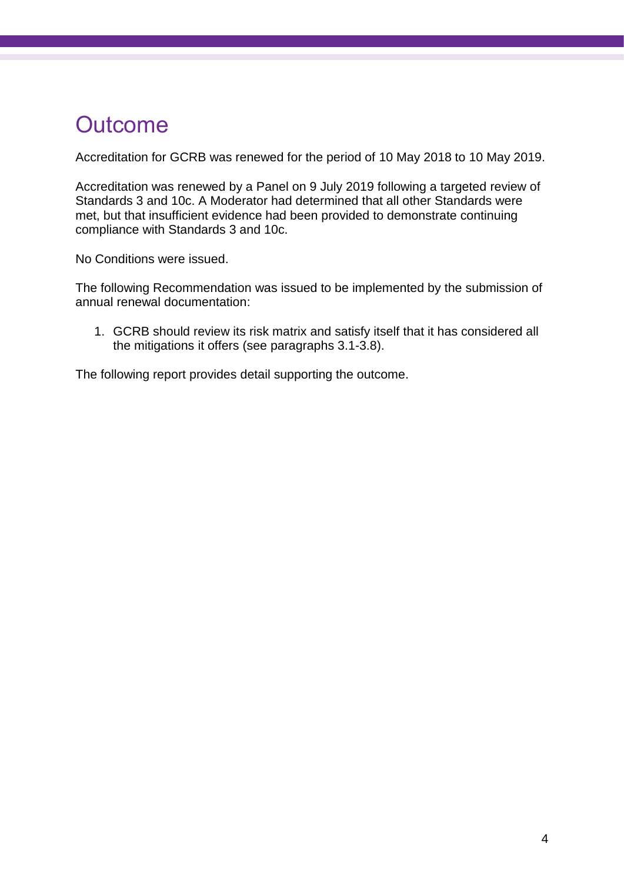# Outcome

Accreditation for GCRB was renewed for the period of 10 May 2018 to 10 May 2019.

Accreditation was renewed by a Panel on 9 July 2019 following a targeted review of Standards 3 and 10c. A Moderator had determined that all other Standards were met, but that insufficient evidence had been provided to demonstrate continuing compliance with Standards 3 and 10c.

No Conditions were issued.

The following Recommendation was issued to be implemented by the submission of annual renewal documentation:

1. GCRB should review its risk matrix and satisfy itself that it has considered all the mitigations it offers (see paragraphs 3.1-3.8).

The following report provides detail supporting the outcome.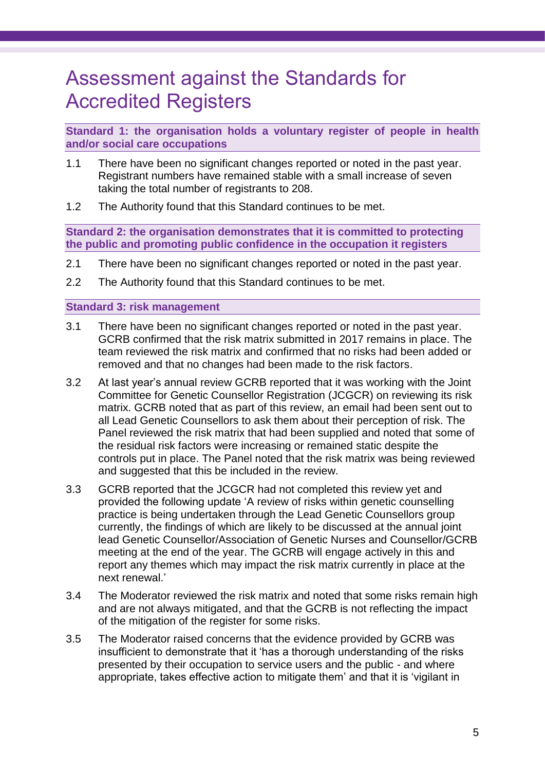# Assessment against the Standards for Accredited Registers

### Standard 1: the organisation holds a voluntary register of people in health and/or social care occupations

1.1 There have been no significant changes reported or noted in the past year. Registrant numbers have remained stable with a small increase of seven taking the total number of registrants to 208.

1.2 The Authority found that this Standard continues to be met.

### Standard 2: the organisation demonstrates that it is committed to protecting the public and promoting public confidence in the occupation it registers

2.1 There have been no significant changes reported or noted in the past year.

2.2 The Authority found that this Standard continues to be met.

### Standard 3: risk management

3.1 There have been no significant changes reported or noted in the past year. GCRB confirmed that the risk matrix submitted in 2017 remains in place. The team reviewed the risk matrix and confirmed that no risks had been added or removed and that no changes had been made to the risk factors.

3.2 At last year's annual review GCRB reported that it was working with the Joint Committee for Genetic Counsellor Registration (JCGCR) on reviewing its risk matrix. GCRB noted that as part of this review, an email had been sent out to all Lead Genetic Counsellors to ask them about their perception of risk. The Panel reviewed the risk matrix that had been supplied and noted that some of the residual risk factors were increasing or remained static despite the controls put in place. The Panel noted that the risk matrix was being reviewed and suggested that this be included in the review.

3.3 GCRB reported that the JCGCR had not completed this review yet and provided the following update 'A review of risks within genetic counselling practice is being undertaken through the Lead Genetic Counsellors group currently, the findings of which are likely to be discussed at the annual joint lead Genetic Counsellor/Association of Genetic Nurses and Counsellor/GCRB meeting at the end of the year. The GCRB will engage actively in this and report any themes which may impact the risk matrix currently in place at the next renewal.'

3.4 The Moderator reviewed the risk matrix and noted that some risks remain high and are not always mitigated, and that the GCRB is not reflecting the impact of the mitigation of the register for some risks.

3.5 The Moderator raised concerns that the evidence provided by GCRB was insufficient to demonstrate that it 'has a thorough understanding of the risks presented by their occupation to service users and the public - and where appropriate, takes effective action to mitigate them' and that it is 'vigilant in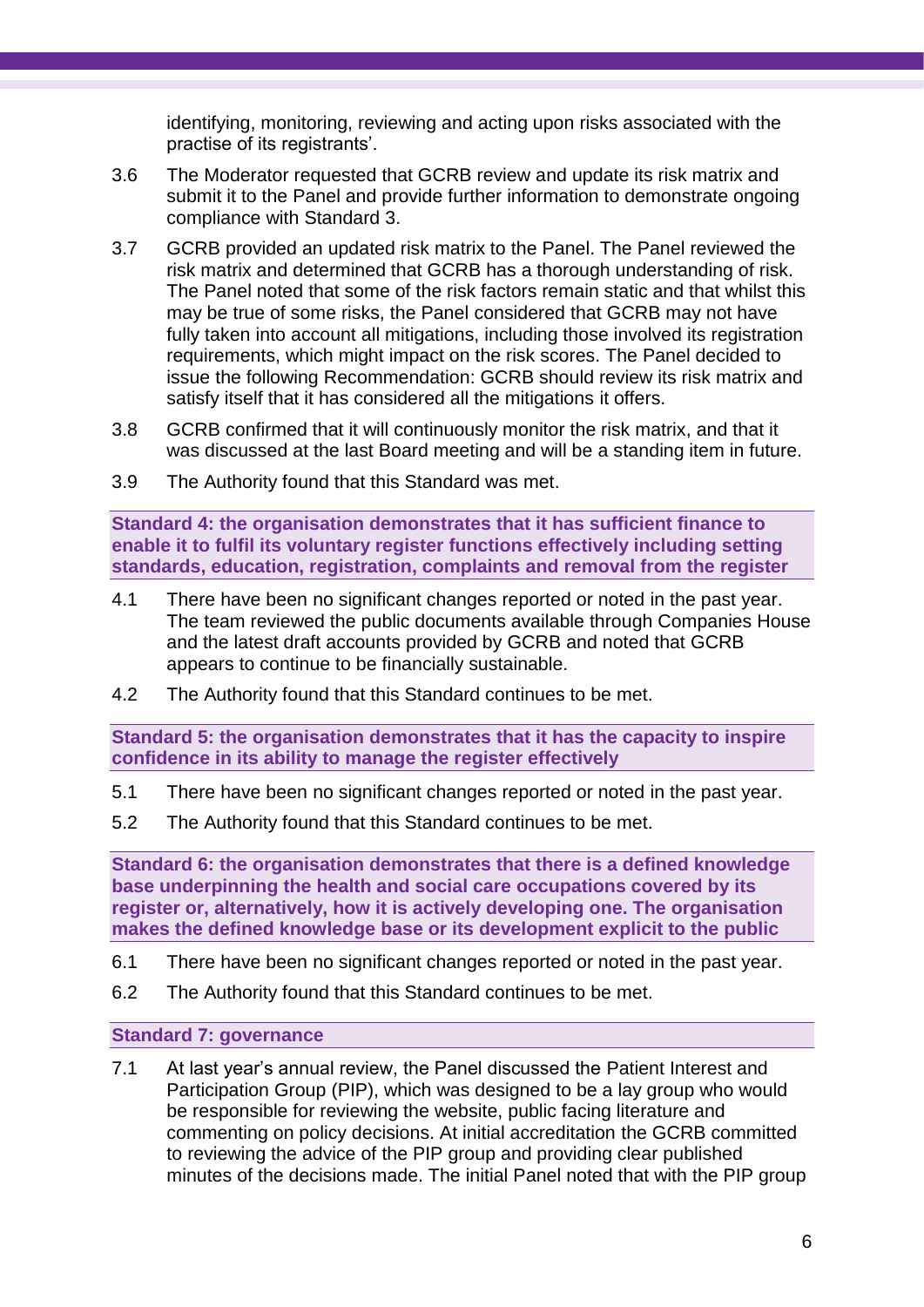identifying, monitoring, reviewing and acting upon risks associated with the practise of its registrants'.

3.6 The Moderator requested that GCRB review and update its risk matrix and submit it to the Panel and provide further information to demonstrate ongoing compliance with Standard 3.

3.7 GCRB provided an updated risk matrix to the Panel. The Panel reviewed the risk matrix and determined that GCRB has a thorough understanding of risk. The Panel noted that some of the risk factors remain static and that whilst this may be true of some risks, the Panel considered that GCRB may not have fully taken into account all mitigations, including those involved its registration requirements, which might impact on the risk scores. The Panel decided to issue the following Recommendation: GCRB should review its risk matrix and satisfy itself that it has considered all the mitigations it offers.

3.8 GCRB confirmed that it will continuously monitor the risk matrix, and that it was discussed at the last Board meeting and will be a standing item in future.

3.9 The Authority found that this Standard was met.

### Standard 4: the organisation demonstrates that it has sufficient finance to enable it to fulfil its voluntary register functions effectively including setting standards, education, registration, complaints and removal from the register

4.1 There have been no significant changes reported or noted in the past year. The team reviewed the public documents available through Companies House and the latest draft accounts provided by GCRB and noted that GCRB appears to continue to be financially sustainable.

4.2 The Authority found that this Standard continues to be met.

### Standard 5: the organisation demonstrates that it has the capacity to inspire confidence in its ability to manage the register effectively

5.1 There have been no significant changes reported or noted in the past year.

5.2 The Authority found that this Standard continues to be met.

### Standard 6: the organisation demonstrates that there is a defined knowledge base underpinning the health and social care occupations covered by its register or, alternatively, how it is actively developing one. The organisation makes the defined knowledge base or its development explicit to the public

6.1 There have been no significant changes reported or noted in the past year.

6.2 The Authority found that this Standard continues to be met.

### Standard 7: governance

7.1 At last year's annual review, the Panel discussed the Patient Interest and Participation Group (PIP), which was designed to be a lay group who would be responsible for reviewing the website, public facing literature and commenting on policy decisions. At initial accreditation the GCRB committed to reviewing the advice of the PIP group and providing clear published minutes of the decisions made. The initial Panel noted that with the PIP group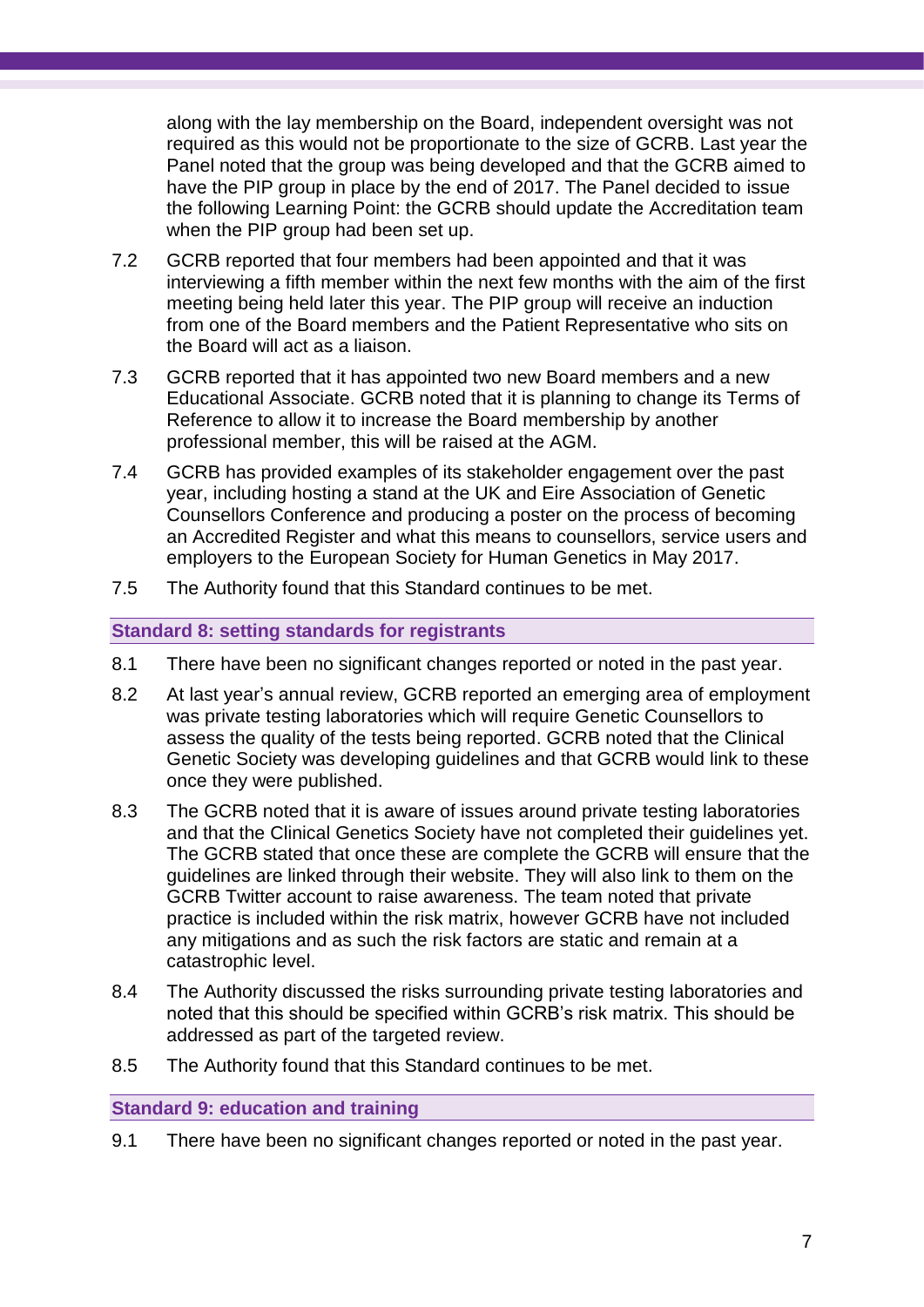along with the lay membership on the Board, independent oversight was not required as this would not be proportionate to the size of GCRB. Last year the Panel noted that the group was being developed and that the GCRB aimed to have the PIP group in place by the end of 2017. The Panel decided to issue the following Learning Point: the GCRB should update the Accreditation team when the PIP group had been set up.

7.2 GCRB reported that four members had been appointed and that it was interviewing a fifth member within the next few months with the aim of the first meeting being held later this year. The PIP group will receive an induction from one of the Board members and the Patient Representative who sits on the Board will act as a liaison.

7.3 GCRB reported that it has appointed two new Board members and a new Educational Associate. GCRB noted that it is planning to change its Terms of Reference to allow it to increase the Board membership by another professional member, this will be raised at the AGM.

7.4 GCRB has provided examples of its stakeholder engagement over the past year, including hosting a stand at the UK and Eire Association of Genetic Counsellors Conference and producing a poster on the process of becoming an Accredited Register and what this means to counsellors, service users and employers to the European Society for Human Genetics in May 2017.

7.5 The Authority found that this Standard continues to be met.

### Standard 8: setting standards for registrants

8.1 There have been no significant changes reported or noted in the past year.

8.2 At last year's annual review, GCRB reported an emerging area of employment was private testing laboratories which will require Genetic Counsellors to assess the quality of the tests being reported. GCRB noted that the Clinical Genetic Society was developing guidelines and that GCRB would link to these once they were published.

8.3 The GCRB noted that it is aware of issues around private testing laboratories and that the Clinical Genetics Society have not completed their guidelines yet. The GCRB stated that once these are complete the GCRB will ensure that the guidelines are linked through their website. They will also link to them on the GCRB Twitter account to raise awareness. The team noted that private practice is included within the risk matrix, however GCRB have not included any mitigations and as such the risk factors are static and remain at a catastrophic level.

8.4 The Authority discussed the risks surrounding private testing laboratories and noted that this should be specified within GCRB's risk matrix. This should be addressed as part of the targeted review.

8.5 The Authority found that this Standard continues to be met.

### Standard 9: education and training

9.1 There have been no significant changes reported or noted in the past year.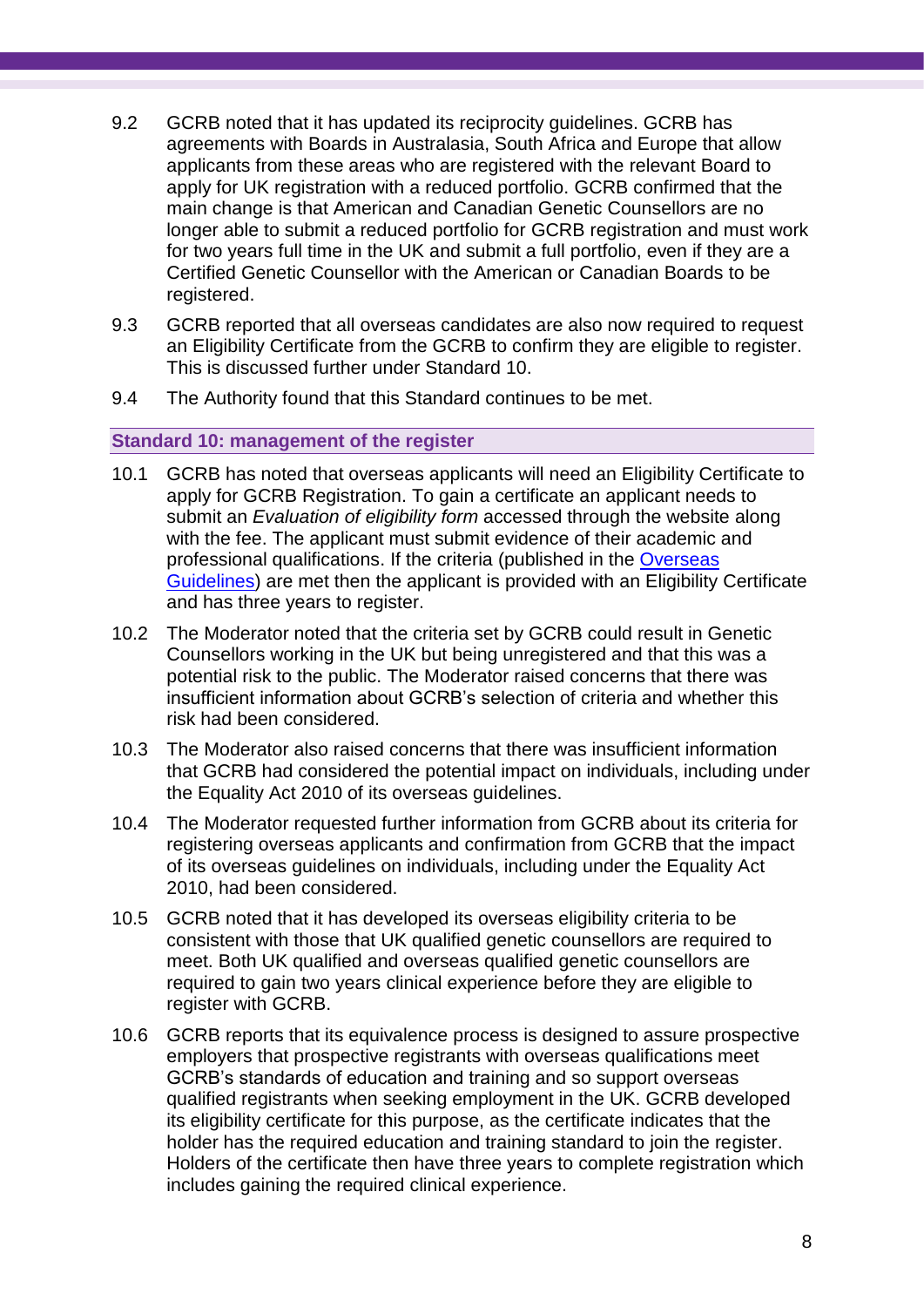9.2 GCRB noted that it has updated its reciprocity guidelines. GCRB has agreements with Boards in Australasia, South Africa and Europe that allow applicants from these areas who are registered with the relevant Board to apply for UK registration with a reduced portfolio. GCRB confirmed that the main change is that American and Canadian Genetic Counsellors are no longer able to submit a reduced portfolio for GCRB registration and must work for two years full time in the UK and submit a full portfolio, even if they are a Certified Genetic Counsellor with the American or Canadian Boards to be registered.

9.3 GCRB reported that all overseas candidates are also now required to request an Eligibility Certificate from the GCRB to confirm they are eligible to register. This is discussed further under Standard 10.

9.4 The Authority found that this Standard continues to be met.

### Standard 10: management of the register

10.1 GCRB has noted that overseas applicants will need an Eligibility Certificate to apply for GCRB Registration. To gain a certificate an applicant needs to submit an *Evaluation of eligibility form* accessed through the website along with the fee. The applicant must submit evidence of their academic and professional qualifications. If the criteria (published in the Overseas Guidelines) are met then the applicant is provided with an Eligibility Certificate and has three years to register.

10.2 The Moderator noted that the criteria set by GCRB could result in Genetic Counsellors working in the UK but being unregistered and that this was a potential risk to the public. The Moderator raised concerns that there was insufficient information about GCRB's selection of criteria and whether this risk had been considered.

10.3 The Moderator also raised concerns that there was insufficient information that GCRB had considered the potential impact on individuals, including under the Equality Act 2010 of its overseas guidelines.

10.4 The Moderator requested further information from GCRB about its criteria for registering overseas applicants and confirmation from GCRB that the impact of its overseas guidelines on individuals, including under the Equality Act 2010, had been considered.

10.5 GCRB noted that it has developed its overseas eligibility criteria to be consistent with those that UK qualified genetic counsellors are required to meet. Both UK qualified and overseas qualified genetic counsellors are required to gain two years clinical experience before they are eligible to register with GCRB.

10.6 GCRB reports that its equivalence process is designed to assure prospective employers that prospective registrants with overseas qualifications meet GCRB's standards of education and training and so support overseas qualified registrants when seeking employment in the UK. GCRB developed its eligibility certificate for this purpose, as the certificate indicates that the holder has the required education and training standard to join the register. Holders of the certificate then have three years to complete registration which includes gaining the required clinical experience.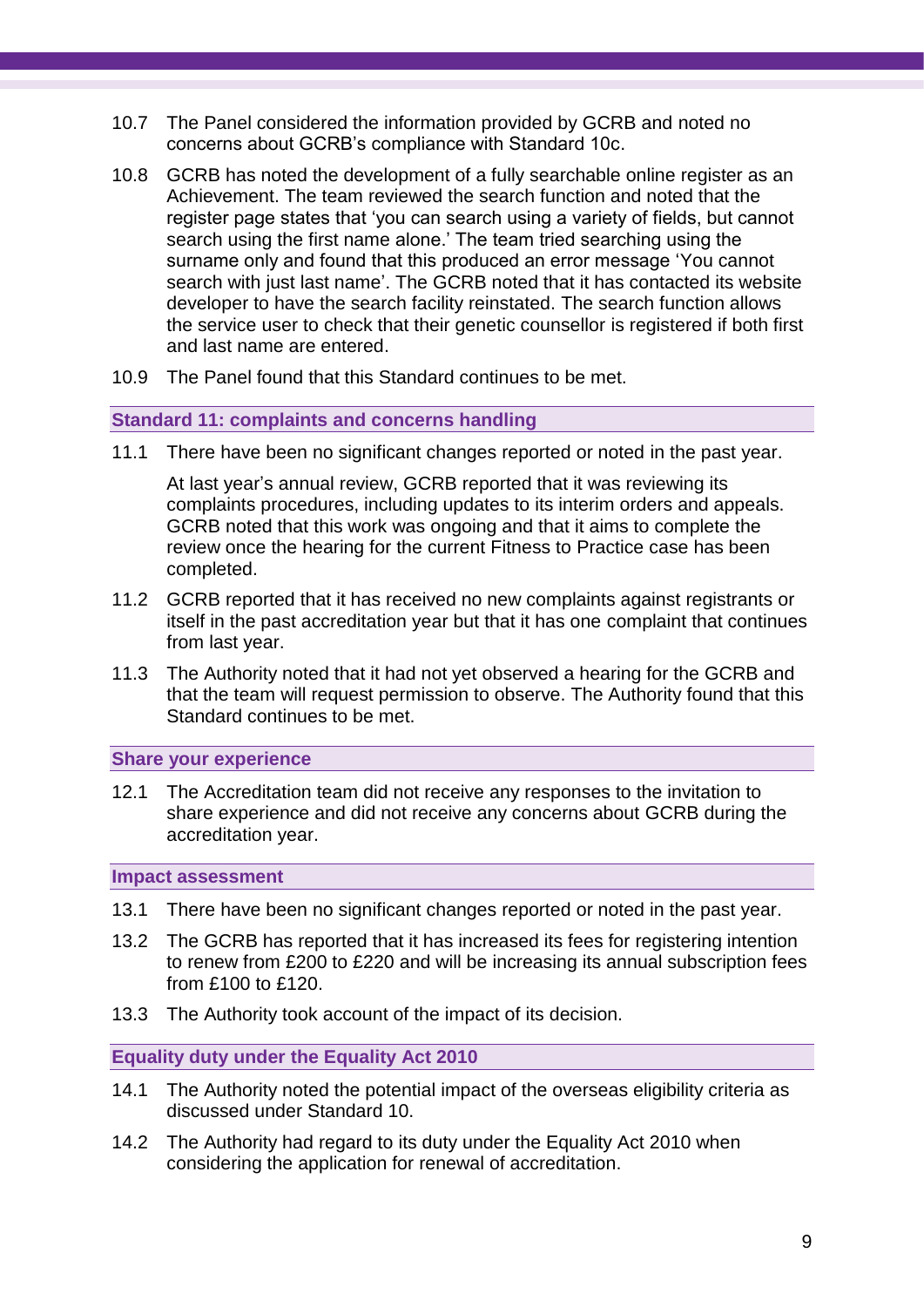10.7 The Panel considered the information provided by GCRB and noted no concerns about GCRB's compliance with Standard 10c.

10.8 GCRB has noted the development of a fully searchable online register as an Achievement. The team reviewed the search function and noted that the register page states that 'you can search using a variety of fields, but cannot search using the first name alone.' The team tried searching using the surname only and found that this produced an error message 'You cannot search with just last name'. The GCRB noted that it has contacted its website developer to have the search facility reinstated. The search function allows the service user to check that their genetic counsellor is registered if both first and last name are entered.

10.9 The Panel found that this Standard continues to be met.

## Standard 11: complaints and concerns handling

11.1 There have been no significant changes reported or noted in the past year.

At last year's annual review, GCRB reported that it was reviewing its complaints procedures, including updates to its interim orders and appeals. GCRB noted that this work was ongoing and that it aims to complete the review once the hearing for the current Fitness to Practice case has been completed.

11.2 GCRB reported that it has received no new complaints against registrants or itself in the past accreditation year but that it has one complaint that continues from last year.

11.3 The Authority noted that it had not yet observed a hearing for the GCRB and that the team will request permission to observe. The Authority found that this Standard continues to be met.

## Share your experience

12.1 The Accreditation team did not receive any responses to the invitation to share experience and did not receive any concerns about GCRB during the accreditation year.

## Impact assessment

13.1 There have been no significant changes reported or noted in the past year.

13.2 The GCRB has reported that it has increased its fees for registering intention to renew from £200 to £220 and will be increasing its annual subscription fees from £100 to £120.

13.3 The Authority took account of the impact of its decision.

## Equality duty under the Equality Act 2010

14.1 The Authority noted the potential impact of the overseas eligibility criteria as discussed under Standard 10.

14.2 The Authority had regard to its duty under the Equality Act 2010 when considering the application for renewal of accreditation.